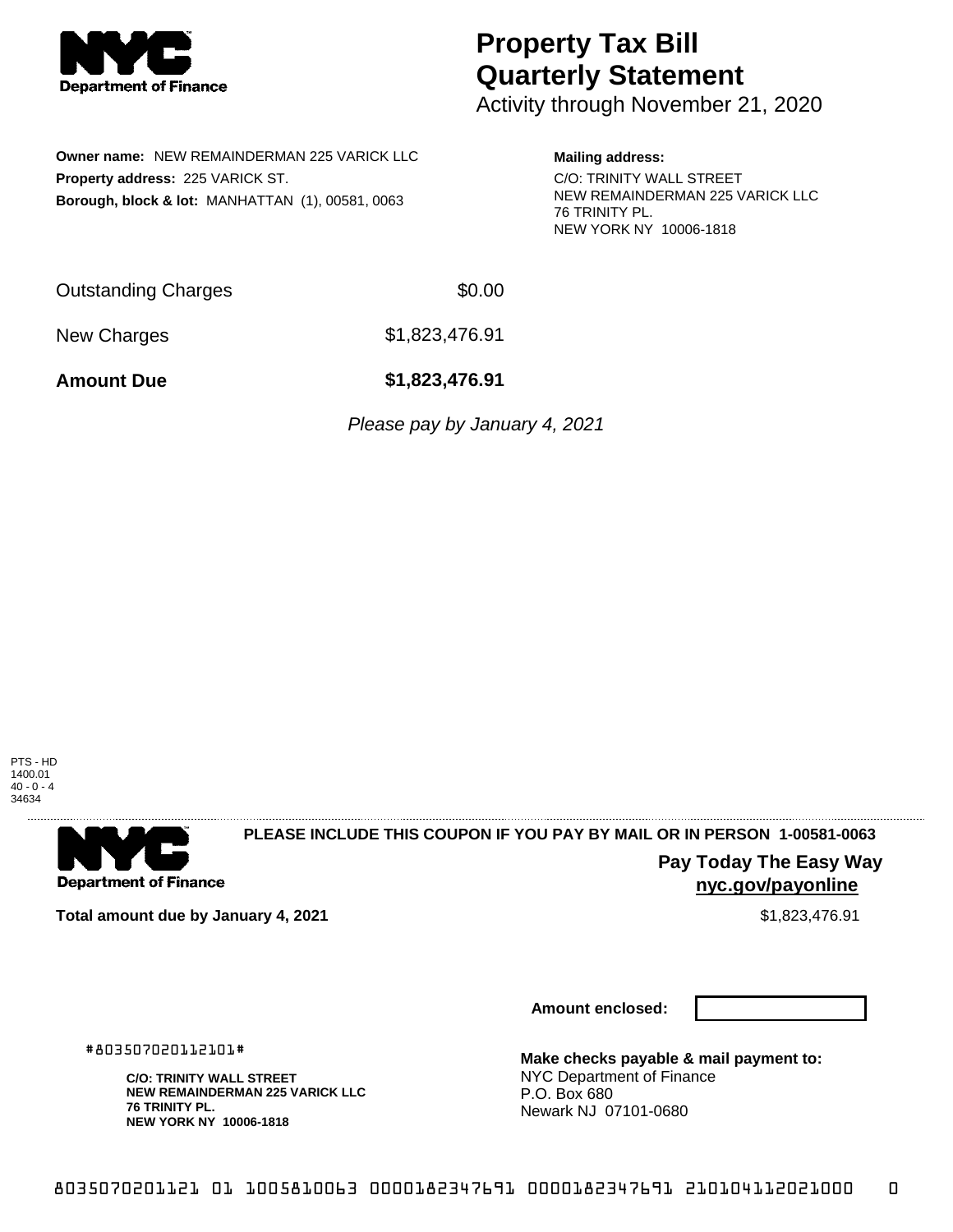# Property Tax Bill Quarterly Statement

Activity through November 21, 2020

**Owner name:** NEW REMAINDERMAN 225 VARICK LLC
**Property address:** 225 VARICK ST.
**Borough, block & lot:** MANHATTAN (1), 00581, 0063

**Mailing address:**
C/O: TRINITY WALL STREET
NEW REMAINDERMAN 225 VARICK LLC
76 TRINITY PL.
NEW YORK NY 10006-1818

| | |
|---|---|
| Outstanding Charges | $0.00 |
| New Charges | $1,823,476.91 |
| **Amount Due** | **$1,823,476.91** |

*Please pay by January 4, 2021*

PTS - HD
1400.01
40 - 0 - 4
34634

**PLEASE INCLUDE THIS COUPON IF YOU PAY BY MAIL OR IN PERSON 1-00581-0063**

**Pay Today The Easy Way**
**nyc.gov/payonline**

**Total amount due by January 4, 2021** $1,823,476.91

**Amount enclosed:**

#803507020112101#

**C/O: TRINITY WALL STREET**
**NEW REMAINDERMAN 225 VARICK LLC**
**76 TRINITY PL.**
**NEW YORK NY 10006-1818**

**Make checks payable & mail payment to:**
NYC Department of Finance
P.O. Box 680
Newark NJ 07101-0680

8035070201121 01 1005810063 0000182347691 0000182347691 210104112021000 0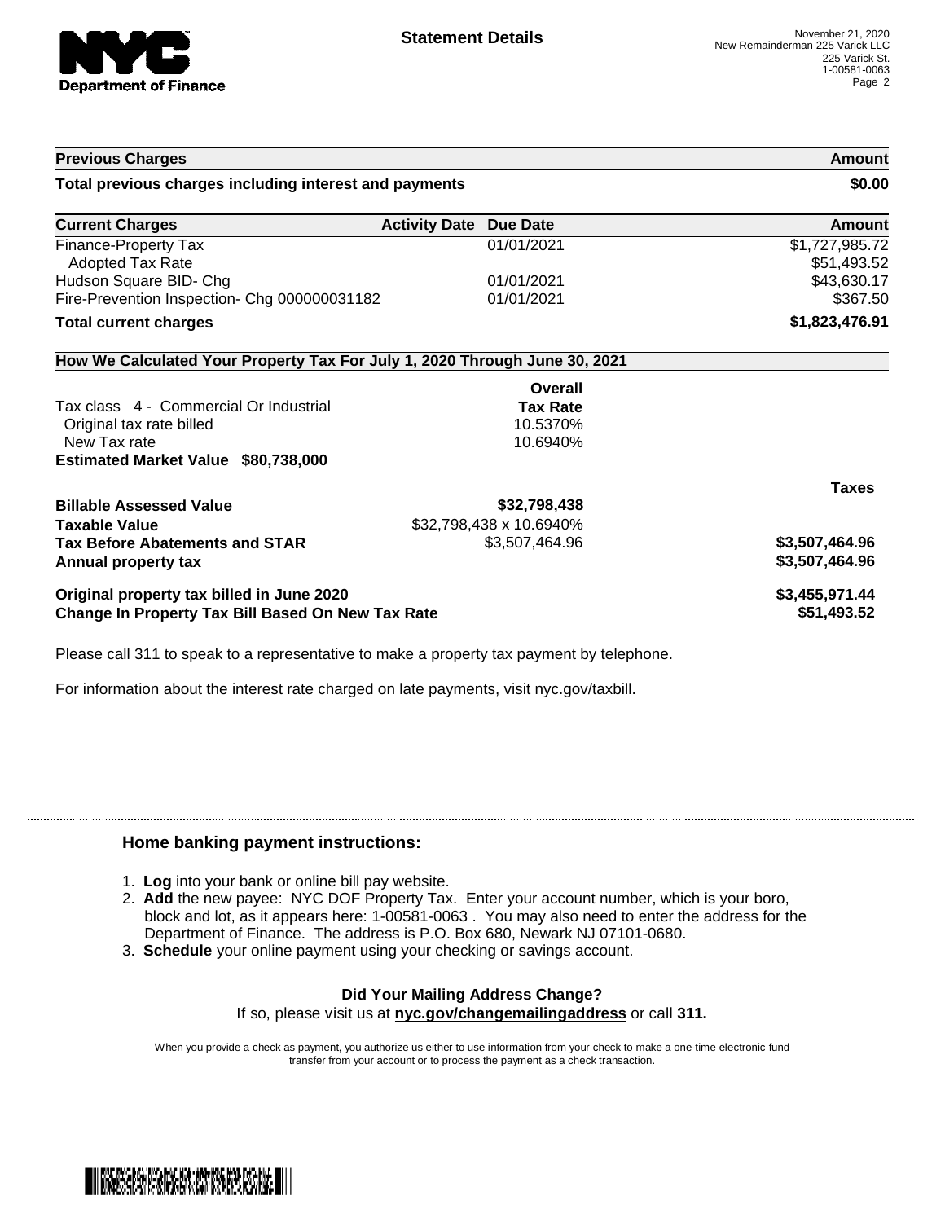# Statement Details

November 21, 2020
New Remainderman 225 Varick LLC
225 Varick St.
1-00581-0063

| Previous Charges | Amount |
|---|---|
| **Total previous charges including interest and payments** | **$0.00** |

| Current Charges | Activity Date | Due Date | Amount |
|---|---|---|---|
| Finance-Property Tax | | 01/01/2021 | $1,727,985.72 |
| Adopted Tax Rate | | | $51,493.52 |
| Hudson Square BID- Chg | | 01/01/2021 | $43,630.17 |
| Fire-Prevention Inspection- Chg 000000031182 | | 01/01/2021 | $367.50 |
| **Total current charges** | | | **$1,823,476.91** |

## How We Calculated Your Property Tax For July 1, 2020 Through June 30, 2021

| | Overall Tax Rate | |
|---|---|---|
| Tax class 4 - Commercial Or Industrial | | |
| Original tax rate billed | 10.5370% | |
| New Tax rate | 10.6940% | |
| **Estimated Market Value $80,738,000** | | |
| | | **Taxes** |
| **Billable Assessed Value** | **$32,798,438** | |
| **Taxable Value** | $32,798,438 x 10.6940% | |
| **Tax Before Abatements and STAR** | $3,507,464.96 | **$3,507,464.96** |
| **Annual property tax** | | **$3,507,464.96** |
| **Original property tax billed in June 2020** | | **$3,455,971.44** |
| **Change In Property Tax Bill Based On New Tax Rate** | | **$51,493.52** |

Please call 311 to speak to a representative to make a property tax payment by telephone.

For information about the interest rate charged on late payments, visit nyc.gov/taxbill.

### Home banking payment instructions:

1. **Log** into your bank or online bill pay website.
2. **Add** the new payee: NYC DOF Property Tax. Enter your account number, which is your boro, block and lot, as it appears here: 1-00581-0063 . You may also need to enter the address for the Department of Finance. The address is P.O. Box 680, Newark NJ 07101-0680.
3. **Schedule** your online payment using your checking or savings account.

**Did Your Mailing Address Change?**
If so, please visit us at **nyc.gov/changemailingaddress** or call **311.**

When you provide a check as payment, you authorize us either to use information from your check to make a one-time electronic fund transfer from your account or to process the payment as a check transaction.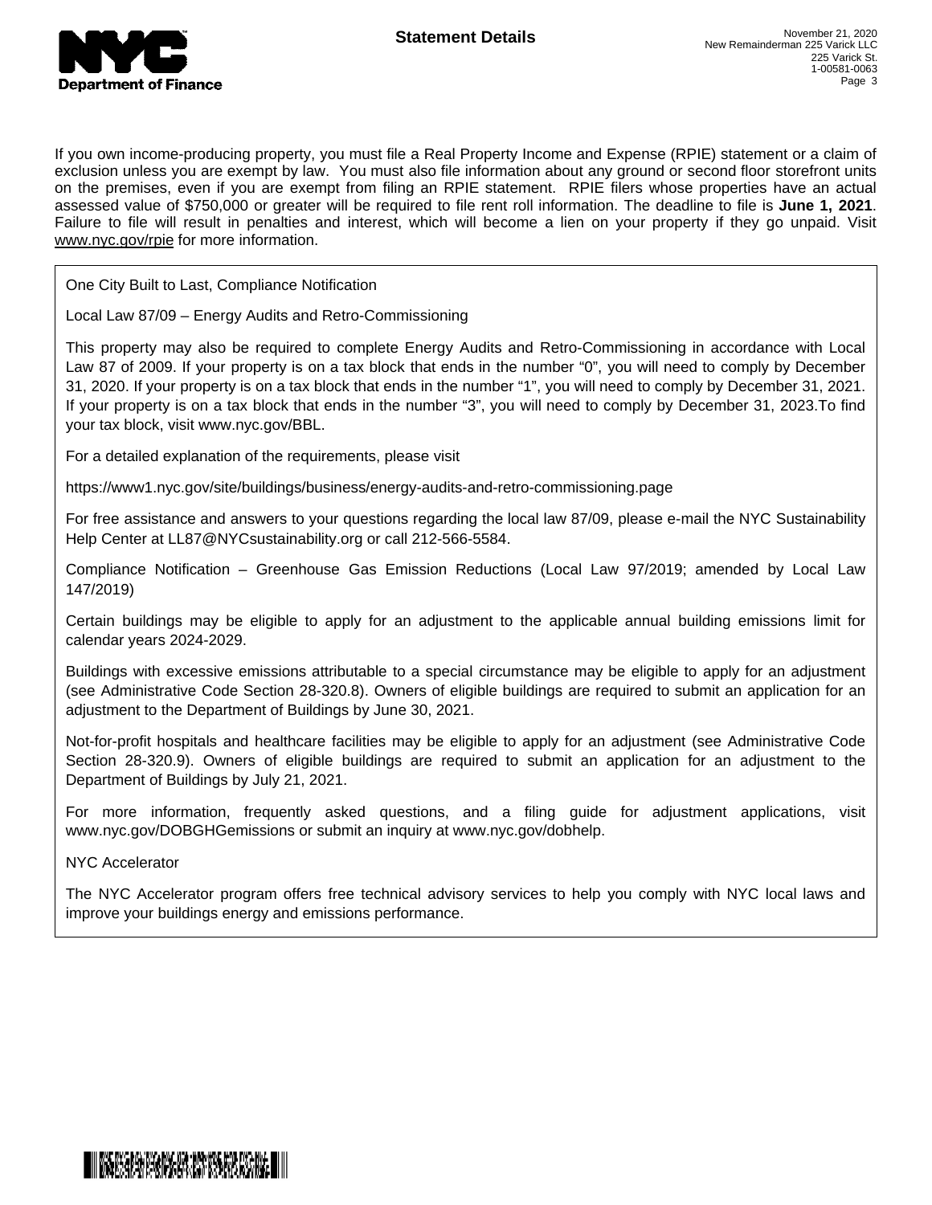If you own income-producing property, you must file a Real Property Income and Expense (RPIE) statement or a claim of exclusion unless you are exempt by law. You must also file information about any ground or second floor storefront units on the premises, even if you are exempt from filing an RPIE statement. RPIE filers whose properties have an actual assessed value of $750,000 or greater will be required to file rent roll information. The deadline to file is **June 1, 2021**. Failure to file will result in penalties and interest, which will become a lien on your property if they go unpaid. Visit www.nyc.gov/rpie for more information.

One City Built to Last, Compliance Notification

Local Law 87/09 – Energy Audits and Retro-Commissioning

This property may also be required to complete Energy Audits and Retro-Commissioning in accordance with Local Law 87 of 2009. If your property is on a tax block that ends in the number “0”, you will need to comply by December 31, 2020. If your property is on a tax block that ends in the number “1”, you will need to comply by December 31, 2021. If your property is on a tax block that ends in the number “3”, you will need to comply by December 31, 2023.To find your tax block, visit www.nyc.gov/BBL.

For a detailed explanation of the requirements, please visit

https://www1.nyc.gov/site/buildings/business/energy-audits-and-retro-commissioning.page

For free assistance and answers to your questions regarding the local law 87/09, please e-mail the NYC Sustainability Help Center at LL87@NYCsustainability.org or call 212-566-5584.

Compliance Notification – Greenhouse Gas Emission Reductions (Local Law 97/2019; amended by Local Law 147/2019)

Certain buildings may be eligible to apply for an adjustment to the applicable annual building emissions limit for calendar years 2024-2029.

Buildings with excessive emissions attributable to a special circumstance may be eligible to apply for an adjustment (see Administrative Code Section 28-320.8). Owners of eligible buildings are required to submit an application for an adjustment to the Department of Buildings by June 30, 2021.

Not-for-profit hospitals and healthcare facilities may be eligible to apply for an adjustment (see Administrative Code Section 28-320.9). Owners of eligible buildings are required to submit an application for an adjustment to the Department of Buildings by July 21, 2021.

For more information, frequently asked questions, and a filing guide for adjustment applications, visit www.nyc.gov/DOBGHGemissions or submit an inquiry at www.nyc.gov/dobhelp.

NYC Accelerator

The NYC Accelerator program offers free technical advisory services to help you comply with NYC local laws and improve your buildings energy and emissions performance.